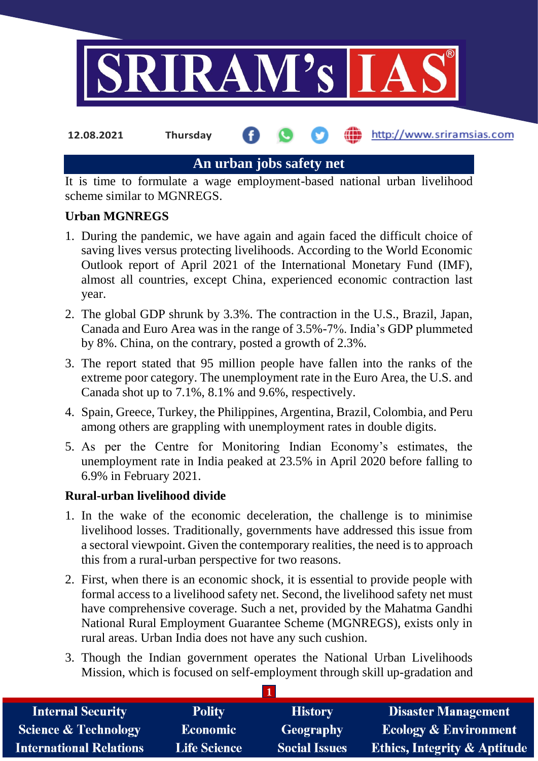12.08.2021 Thursday http://www.sriramsias.com

# An urban jobs safety net

It is time to formulate a wage employment-based national urban livelihood scheme similar to MGNREGS.

## Urban MGNREGS

1. During the pandemic, we have again and again faced the difficult choice of saving lives versus protecting livelihoods. According to the World Economic Outlook report of April 2021 of the International Monetary Fund (IMF), almost all countries, except China, experienced economic contraction last year.
2. The global GDP shrunk by 3.3%. The contraction in the U.S., Brazil, Japan, Canada and Euro Area was in the range of 3.5%-7%. India's GDP plummeted by 8%. China, on the contrary, posted a growth of 2.3%.
3. The report stated that 95 million people have fallen into the ranks of the extreme poor category. The unemployment rate in the Euro Area, the U.S. and Canada shot up to 7.1%, 8.1% and 9.6%, respectively.
4. Spain, Greece, Turkey, the Philippines, Argentina, Brazil, Colombia, and Peru among others are grappling with unemployment rates in double digits.
5. As per the Centre for Monitoring Indian Economy's estimates, the unemployment rate in India peaked at 23.5% in April 2020 before falling to 6.9% in February 2021.

## Rural-urban livelihood divide

1. In the wake of the economic deceleration, the challenge is to minimise livelihood losses. Traditionally, governments have addressed this issue from a sectoral viewpoint. Given the contemporary realities, the need is to approach this from a rural-urban perspective for two reasons.
2. First, when there is an economic shock, it is essential to provide people with formal access to a livelihood safety net. Second, the livelihood safety net must have comprehensive coverage. Such a net, provided by the Mahatma Gandhi National Rural Employment Guarantee Scheme (MGNREGS), exists only in rural areas. Urban India does not have any such cushion.
3. Though the Indian government operates the National Urban Livelihoods Mission, which is focused on self-employment through skill up-gradation and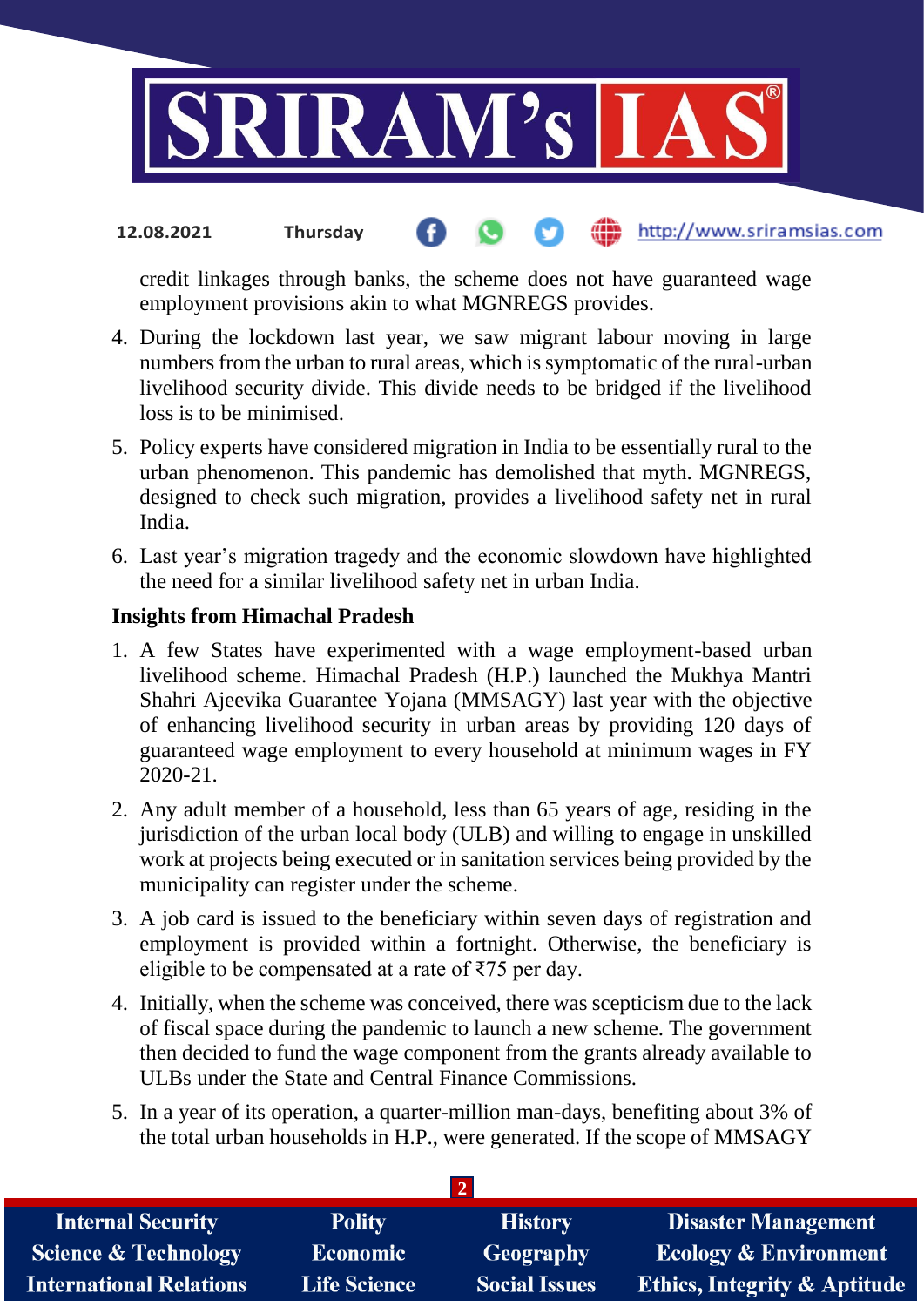credit linkages through banks, the scheme does not have guaranteed wage employment provisions akin to what MGNREGS provides.

4. During the lockdown last year, we saw migrant labour moving in large numbers from the urban to rural areas, which is symptomatic of the rural-urban livelihood security divide. This divide needs to be bridged if the livelihood loss is to be minimised.
5. Policy experts have considered migration in India to be essentially rural to the urban phenomenon. This pandemic has demolished that myth. MGNREGS, designed to check such migration, provides a livelihood safety net in rural India.
6. Last year's migration tragedy and the economic slowdown have highlighted the need for a similar livelihood safety net in urban India.

**Insights from Himachal Pradesh**

1. A few States have experimented with a wage employment-based urban livelihood scheme. Himachal Pradesh (H.P.) launched the Mukhya Mantri Shahri Ajeevika Guarantee Yojana (MMSAGY) last year with the objective of enhancing livelihood security in urban areas by providing 120 days of guaranteed wage employment to every household at minimum wages in FY 2020-21.
2. Any adult member of a household, less than 65 years of age, residing in the jurisdiction of the urban local body (ULB) and willing to engage in unskilled work at projects being executed or in sanitation services being provided by the municipality can register under the scheme.
3. A job card is issued to the beneficiary within seven days of registration and employment is provided within a fortnight. Otherwise, the beneficiary is eligible to be compensated at a rate of ₹75 per day.
4. Initially, when the scheme was conceived, there was scepticism due to the lack of fiscal space during the pandemic to launch a new scheme. The government then decided to fund the wage component from the grants already available to ULBs under the State and Central Finance Commissions.
5. In a year of its operation, a quarter-million man-days, benefiting about 3% of the total urban households in H.P., were generated. If the scope of MMSAGY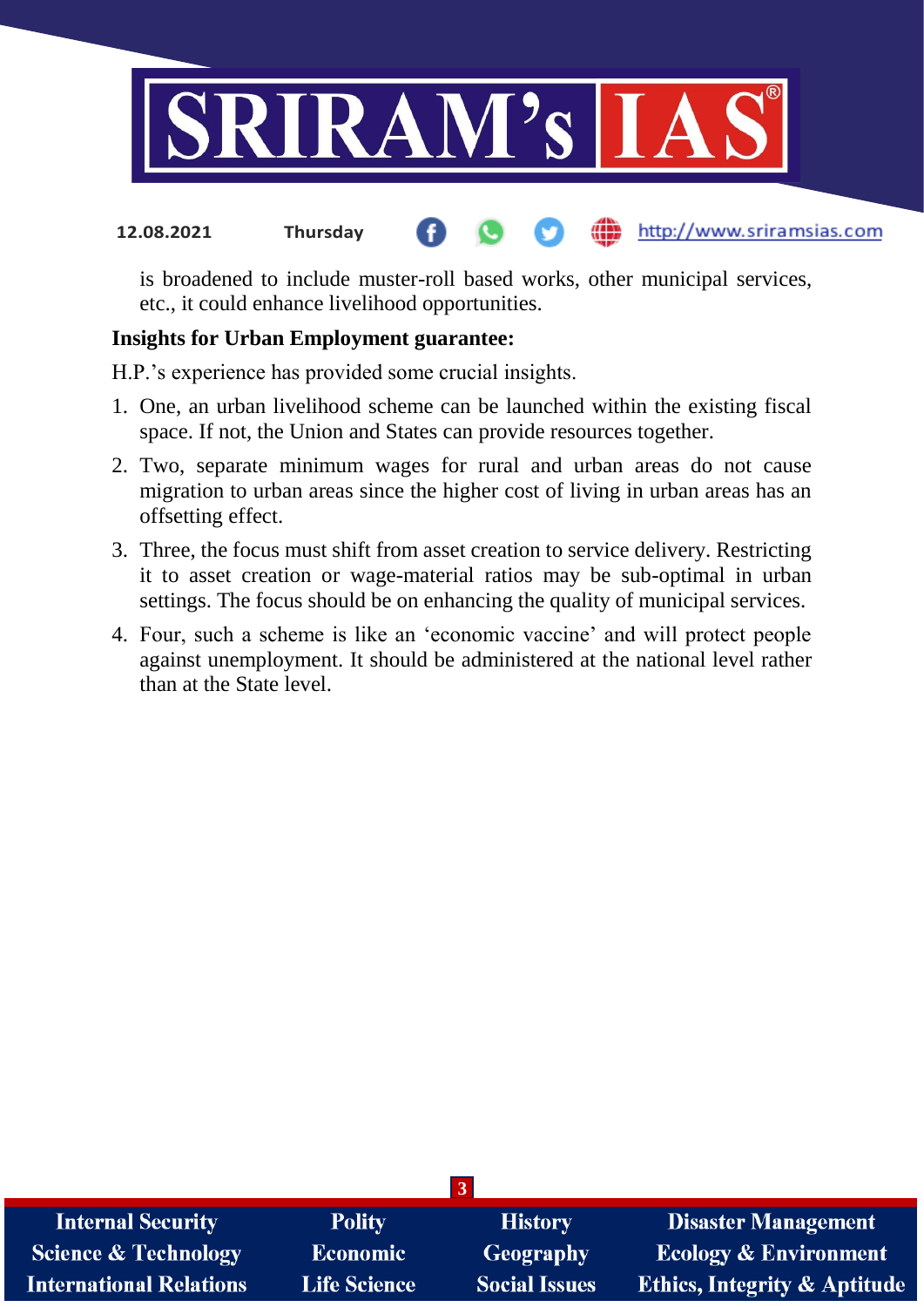is broadened to include muster-roll based works, other municipal services, etc., it could enhance livelihood opportunities.

**Insights for Urban Employment guarantee:**

H.P.'s experience has provided some crucial insights.

1. One, an urban livelihood scheme can be launched within the existing fiscal space. If not, the Union and States can provide resources together.
2. Two, separate minimum wages for rural and urban areas do not cause migration to urban areas since the higher cost of living in urban areas has an offsetting effect.
3. Three, the focus must shift from asset creation to service delivery. Restricting it to asset creation or wage-material ratios may be sub-optimal in urban settings. The focus should be on enhancing the quality of municipal services.
4. Four, such a scheme is like an 'economic vaccine' and will protect people against unemployment. It should be administered at the national level rather than at the State level.